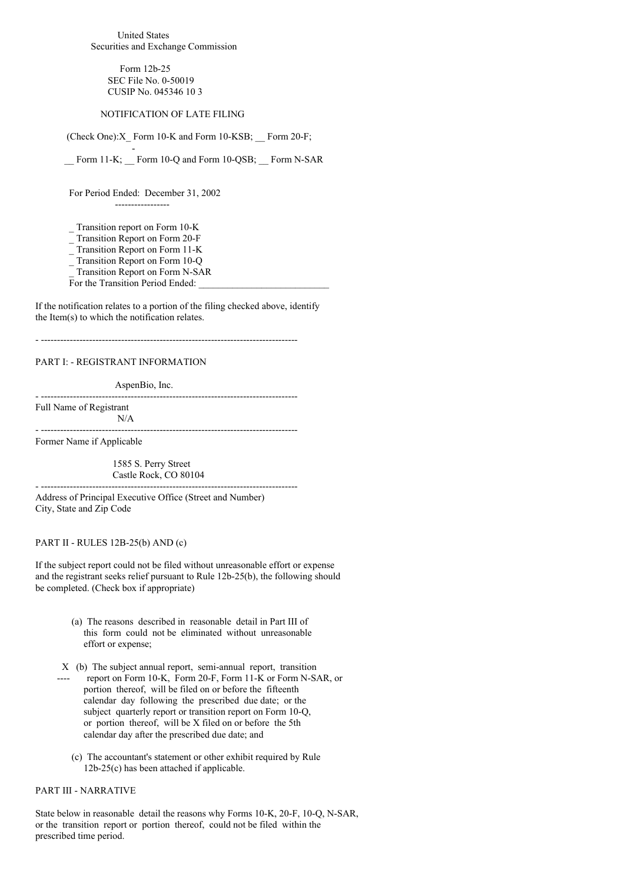United States
Securities and Exchange Commission

Form 12b-25
SEC File No. 0-50019
CUSIP No. 045346 10 3

NOTIFICATION OF LATE FILING

(Check One): X Form 10-K and Form 10-KSB; __ Form 20-F;

__ Form 11-K; __ Form 10-Q and Form 10-QSB; __ Form N-SAR

For Period Ended: December 31, 2002

_ Transition report on Form 10-K
_ Transition Report on Form 20-F
_ Transition Report on Form 11-K
_ Transition Report on Form 10-Q
_ Transition Report on Form N-SAR
For the Transition Period Ended: ___________________________

If the notification relates to a portion of the filing checked above, identify the Item(s) to which the notification relates.

---

PART I: - REGISTRANT INFORMATION

AspenBio, Inc.

---

Full Name of Registrant

N/A

---

Former Name if Applicable

1585 S. Perry Street
Castle Rock, CO 80104

---

Address of Principal Executive Office (Street and Number)
City, State and Zip Code

PART II - RULES 12B-25(b) AND (c)

If the subject report could not be filed without unreasonable effort or expense and the registrant seeks relief pursuant to Rule 12b-25(b), the following should be completed. (Check box if appropriate)

(a) The reasons described in reasonable detail in Part III of this form could not be eliminated without unreasonable effort or expense;

X (b) The subject annual report, semi-annual report, transition report on Form 10-K, Form 20-F, Form 11-K or Form N-SAR, or portion thereof, will be filed on or before the fifteenth calendar day following the prescribed due date; or the subject quarterly report or transition report on Form 10-Q, or portion thereof, will be X filed on or before the 5th calendar day after the prescribed due date; and

(c) The accountant's statement or other exhibit required by Rule 12b-25(c) has been attached if applicable.

PART III - NARRATIVE

State below in reasonable detail the reasons why Forms 10-K, 20-F, 10-Q, N-SAR, or the transition report or portion thereof, could not be filed within the prescribed time period.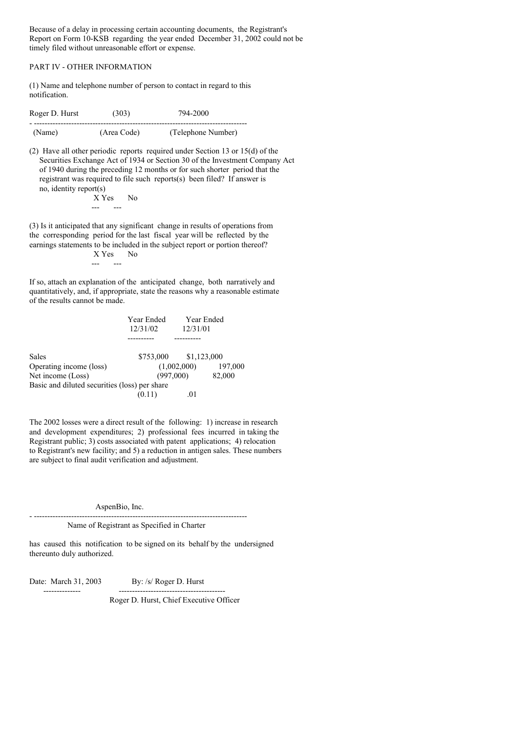Because of a delay in processing certain accounting documents, the Registrant's Report on Form 10-KSB regarding the year ended December 31, 2002 could not be timely filed without unreasonable effort or expense.

PART IV - OTHER INFORMATION

(1) Name and telephone number of person to contact in regard to this notification.

| Roger D. Hurst | (303) | 794-2000 |
|---|---|---|
| (Name) | (Area Code) | (Telephone Number) |

(2) Have all other periodic reports required under Section 13 or 15(d) of the Securities Exchange Act of 1934 or Section 30 of the Investment Company Act of 1940 during the preceding 12 months or for such shorter period that the registrant was required to file such reports(s) been filed? If answer is no, identity report(s)

X Yes No

(3) Is it anticipated that any significant change in results of operations from the corresponding period for the last fiscal year will be reflected by the earnings statements to be included in the subject report or portion thereof?

X Yes No

If so, attach an explanation of the anticipated change, both narratively and quantitatively, and, if appropriate, state the reasons why a reasonable estimate of the results cannot be made.

| | Year Ended 12/31/02 | Year Ended 12/31/01 |
|---|---|---|
| Sales | $753,000 | $1,123,000 |
| Operating income (loss) | (1,002,000) | 197,000 |
| Net income (Loss) | (997,000) | 82,000 |
| Basic and diluted securities (loss) per share | (0.11) | .01 |

The 2002 losses were a direct result of the following: 1) increase in research and development expenditures; 2) professional fees incurred in taking the Registrant public; 3) costs associated with patent applications; 4) relocation to Registrant's new facility; and 5) a reduction in antigen sales. These numbers are subject to final audit verification and adjustment.

AspenBio, Inc.

Name of Registrant as Specified in Charter

has caused this notification to be signed on its behalf by the undersigned thereunto duly authorized.

Date: March 31, 2003 By: /s/ Roger D. Hurst

Roger D. Hurst, Chief Executive Officer